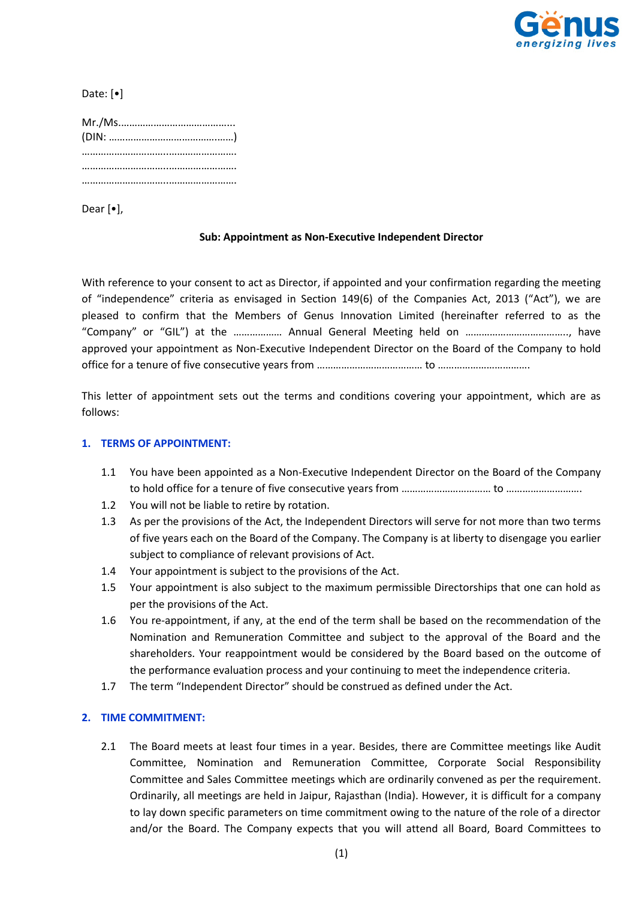Date: [•]

Mr./Ms……………………………………..
(DIN: ………………………………….……)
………………………..…………………………
………………………..…………………………
………………………..…………………………

Dear [•],

**Sub: Appointment as Non-Executive Independent Director**

With reference to your consent to act as Director, if appointed and your confirmation regarding the meeting of "independence" criteria as envisaged in Section 149(6) of the Companies Act, 2013 ("Act"), we are pleased to confirm that the Members of Genus Innovation Limited (hereinafter referred to as the "Company" or "GIL") at the ……………… Annual General Meeting held on ………………………………., have approved your appointment as Non-Executive Independent Director on the Board of the Company to hold office for a tenure of five consecutive years from ………………………………… to …………………………….

This letter of appointment sets out the terms and conditions covering your appointment, which are as follows:

## 1. TERMS OF APPOINTMENT:

1.1 You have been appointed as a Non-Executive Independent Director on the Board of the Company to hold office for a tenure of five consecutive years from …………………………… to ……………………….

1.2 You will not be liable to retire by rotation.

1.3 As per the provisions of the Act, the Independent Directors will serve for not more than two terms of five years each on the Board of the Company. The Company is at liberty to disengage you earlier subject to compliance of relevant provisions of Act.

1.4 Your appointment is subject to the provisions of the Act.

1.5 Your appointment is also subject to the maximum permissible Directorships that one can hold as per the provisions of the Act.

1.6 You re-appointment, if any, at the end of the term shall be based on the recommendation of the Nomination and Remuneration Committee and subject to the approval of the Board and the shareholders. Your reappointment would be considered by the Board based on the outcome of the performance evaluation process and your continuing to meet the independence criteria.

1.7 The term "Independent Director" should be construed as defined under the Act.

## 2. TIME COMMITMENT:

2.1 The Board meets at least four times in a year. Besides, there are Committee meetings like Audit Committee, Nomination and Remuneration Committee, Corporate Social Responsibility Committee and Sales Committee meetings which are ordinarily convened as per the requirement. Ordinarily, all meetings are held in Jaipur, Rajasthan (India). However, it is difficult for a company to lay down specific parameters on time commitment owing to the nature of the role of a director and/or the Board. The Company expects that you will attend all Board, Board Committees to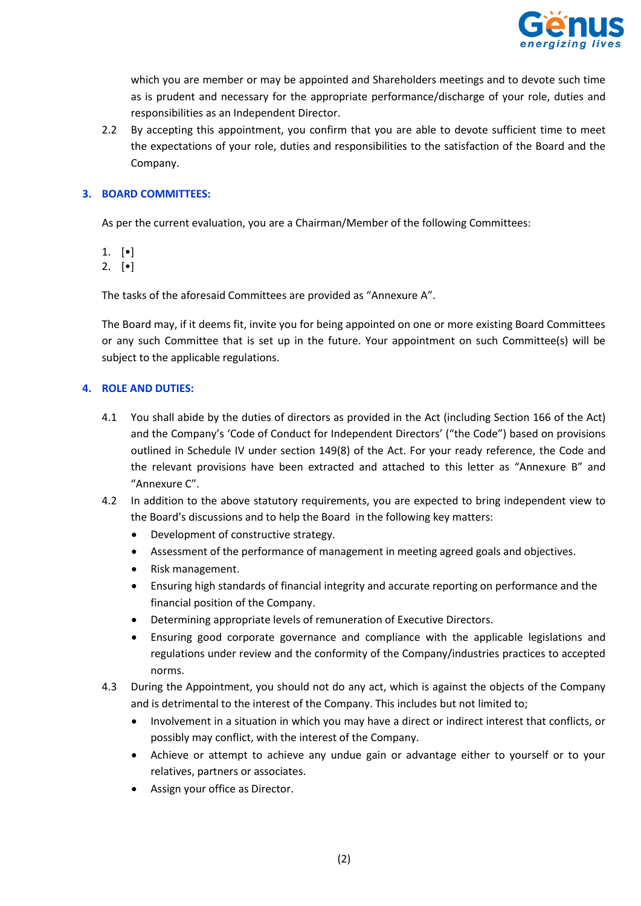which you are member or may be appointed and Shareholders meetings and to devote such time as is prudent and necessary for the appropriate performance/discharge of your role, duties and responsibilities as an Independent Director.

2.2 By accepting this appointment, you confirm that you are able to devote sufficient time to meet the expectations of your role, duties and responsibilities to the satisfaction of the Board and the Company.

## 3. BOARD COMMITTEES:

As per the current evaluation, you are a Chairman/Member of the following Committees:

1. [•]
2. [•]

The tasks of the aforesaid Committees are provided as "Annexure A".

The Board may, if it deems fit, invite you for being appointed on one or more existing Board Committees or any such Committee that is set up in the future. Your appointment on such Committee(s) will be subject to the applicable regulations.

## 4. ROLE AND DUTIES:

4.1 You shall abide by the duties of directors as provided in the Act (including Section 166 of the Act) and the Company's 'Code of Conduct for Independent Directors' ("the Code") based on provisions outlined in Schedule IV under section 149(8) of the Act. For your ready reference, the Code and the relevant provisions have been extracted and attached to this letter as "Annexure B" and "Annexure C".

4.2 In addition to the above statutory requirements, you are expected to bring independent view to the Board's discussions and to help the Board in the following key matters:

- Development of constructive strategy.
- Assessment of the performance of management in meeting agreed goals and objectives.
- Risk management.
- Ensuring high standards of financial integrity and accurate reporting on performance and the financial position of the Company.
- Determining appropriate levels of remuneration of Executive Directors.
- Ensuring good corporate governance and compliance with the applicable legislations and regulations under review and the conformity of the Company/industries practices to accepted norms.

4.3 During the Appointment, you should not do any act, which is against the objects of the Company and is detrimental to the interest of the Company. This includes but not limited to;

- Involvement in a situation in which you may have a direct or indirect interest that conflicts, or possibly may conflict, with the interest of the Company.
- Achieve or attempt to achieve any undue gain or advantage either to yourself or to your relatives, partners or associates.
- Assign your office as Director.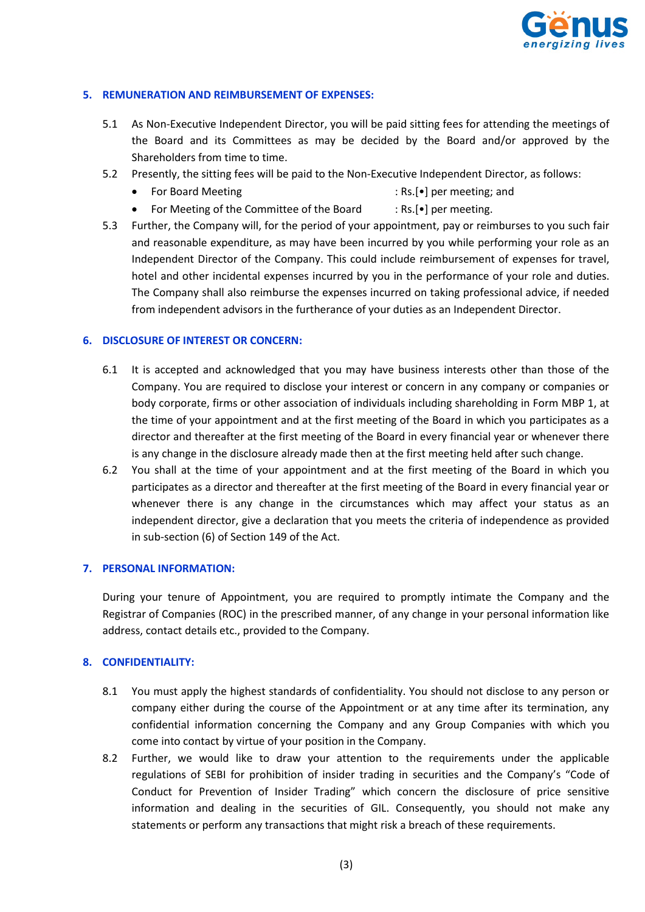## 5. REMUNERATION AND REIMBURSEMENT OF EXPENSES:

5.1 As Non-Executive Independent Director, you will be paid sitting fees for attending the meetings of the Board and its Committees as may be decided by the Board and/or approved by the Shareholders from time to time.

5.2 Presently, the sitting fees will be paid to the Non-Executive Independent Director, as follows:

- For Board Meeting : Rs.[•] per meeting; and
- For Meeting of the Committee of the Board : Rs.[•] per meeting.

5.3 Further, the Company will, for the period of your appointment, pay or reimburses to you such fair and reasonable expenditure, as may have been incurred by you while performing your role as an Independent Director of the Company. This could include reimbursement of expenses for travel, hotel and other incidental expenses incurred by you in the performance of your role and duties. The Company shall also reimburse the expenses incurred on taking professional advice, if needed from independent advisors in the furtherance of your duties as an Independent Director.

## 6. DISCLOSURE OF INTEREST OR CONCERN:

6.1 It is accepted and acknowledged that you may have business interests other than those of the Company. You are required to disclose your interest or concern in any company or companies or body corporate, firms or other association of individuals including shareholding in Form MBP 1, at the time of your appointment and at the first meeting of the Board in which you participates as a director and thereafter at the first meeting of the Board in every financial year or whenever there is any change in the disclosure already made then at the first meeting held after such change.

6.2 You shall at the time of your appointment and at the first meeting of the Board in which you participates as a director and thereafter at the first meeting of the Board in every financial year or whenever there is any change in the circumstances which may affect your status as an independent director, give a declaration that you meets the criteria of independence as provided in sub-section (6) of Section 149 of the Act.

## 7. PERSONAL INFORMATION:

During your tenure of Appointment, you are required to promptly intimate the Company and the Registrar of Companies (ROC) in the prescribed manner, of any change in your personal information like address, contact details etc., provided to the Company.

## 8. CONFIDENTIALITY:

8.1 You must apply the highest standards of confidentiality. You should not disclose to any person or company either during the course of the Appointment or at any time after its termination, any confidential information concerning the Company and any Group Companies with which you come into contact by virtue of your position in the Company.

8.2 Further, we would like to draw your attention to the requirements under the applicable regulations of SEBI for prohibition of insider trading in securities and the Company's "Code of Conduct for Prevention of Insider Trading" which concern the disclosure of price sensitive information and dealing in the securities of GIL. Consequently, you should not make any statements or perform any transactions that might risk a breach of these requirements.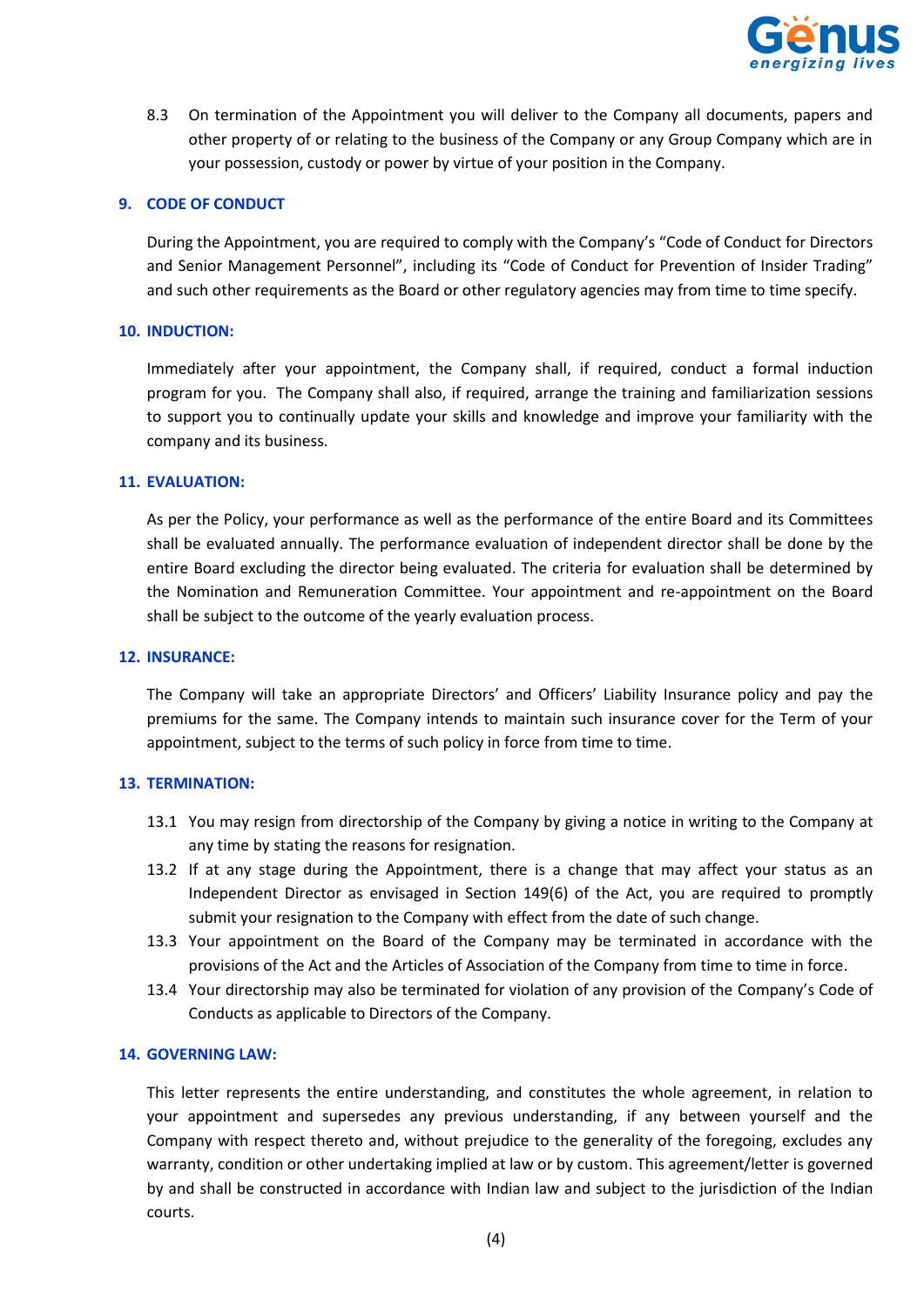8.3 On termination of the Appointment you will deliver to the Company all documents, papers and other property of or relating to the business of the Company or any Group Company which are in your possession, custody or power by virtue of your position in the Company.

## 9. CODE OF CONDUCT

During the Appointment, you are required to comply with the Company's "Code of Conduct for Directors and Senior Management Personnel", including its "Code of Conduct for Prevention of Insider Trading" and such other requirements as the Board or other regulatory agencies may from time to time specify.

## 10. INDUCTION:

Immediately after your appointment, the Company shall, if required, conduct a formal induction program for you. The Company shall also, if required, arrange the training and familiarization sessions to support you to continually update your skills and knowledge and improve your familiarity with the company and its business.

## 11. EVALUATION:

As per the Policy, your performance as well as the performance of the entire Board and its Committees shall be evaluated annually. The performance evaluation of independent director shall be done by the entire Board excluding the director being evaluated. The criteria for evaluation shall be determined by the Nomination and Remuneration Committee. Your appointment and re-appointment on the Board shall be subject to the outcome of the yearly evaluation process.

## 12. INSURANCE:

The Company will take an appropriate Directors' and Officers' Liability Insurance policy and pay the premiums for the same. The Company intends to maintain such insurance cover for the Term of your appointment, subject to the terms of such policy in force from time to time.

## 13. TERMINATION:

13.1 You may resign from directorship of the Company by giving a notice in writing to the Company at any time by stating the reasons for resignation.

13.2 If at any stage during the Appointment, there is a change that may affect your status as an Independent Director as envisaged in Section 149(6) of the Act, you are required to promptly submit your resignation to the Company with effect from the date of such change.

13.3 Your appointment on the Board of the Company may be terminated in accordance with the provisions of the Act and the Articles of Association of the Company from time to time in force.

13.4 Your directorship may also be terminated for violation of any provision of the Company's Code of Conducts as applicable to Directors of the Company.

## 14. GOVERNING LAW:

This letter represents the entire understanding, and constitutes the whole agreement, in relation to your appointment and supersedes any previous understanding, if any between yourself and the Company with respect thereto and, without prejudice to the generality of the foregoing, excludes any warranty, condition or other undertaking implied at law or by custom. This agreement/letter is governed by and shall be constructed in accordance with Indian law and subject to the jurisdiction of the Indian courts.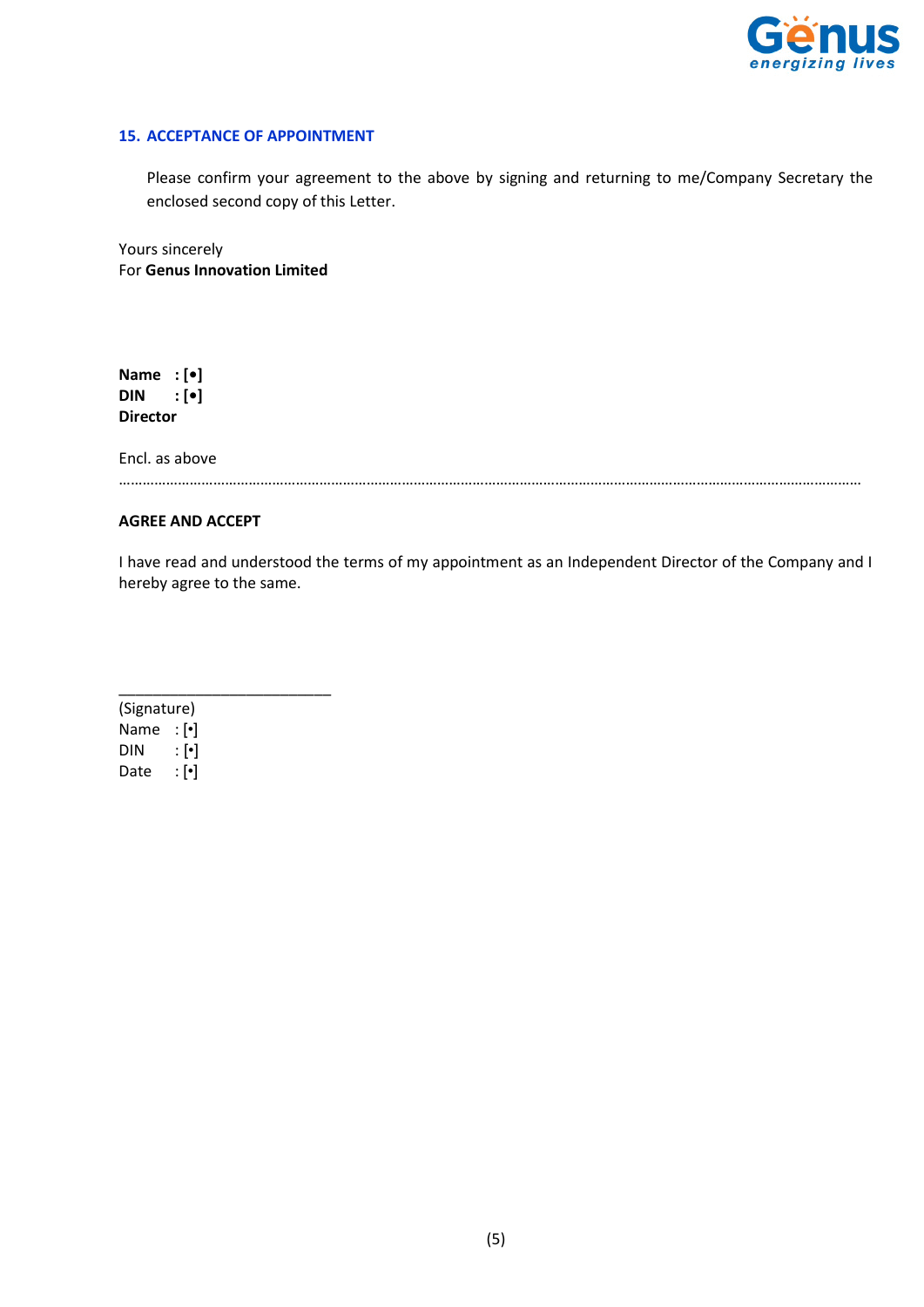## 15. ACCEPTANCE OF APPOINTMENT

Please confirm your agreement to the above by signing and returning to me/Company Secretary the enclosed second copy of this Letter.

Yours sincerely
For **Genus Innovation Limited**

**Name : [•]**
**DIN : [•]**
**Director**

Encl. as above

…………………………………………………………………………………………………………………………………………………………………………

**AGREE AND ACCEPT**

I have read and understood the terms of my appointment as an Independent Director of the Company and I hereby agree to the same.

___________________________
(Signature)
Name : [•]
DIN : [•]
Date : [•]